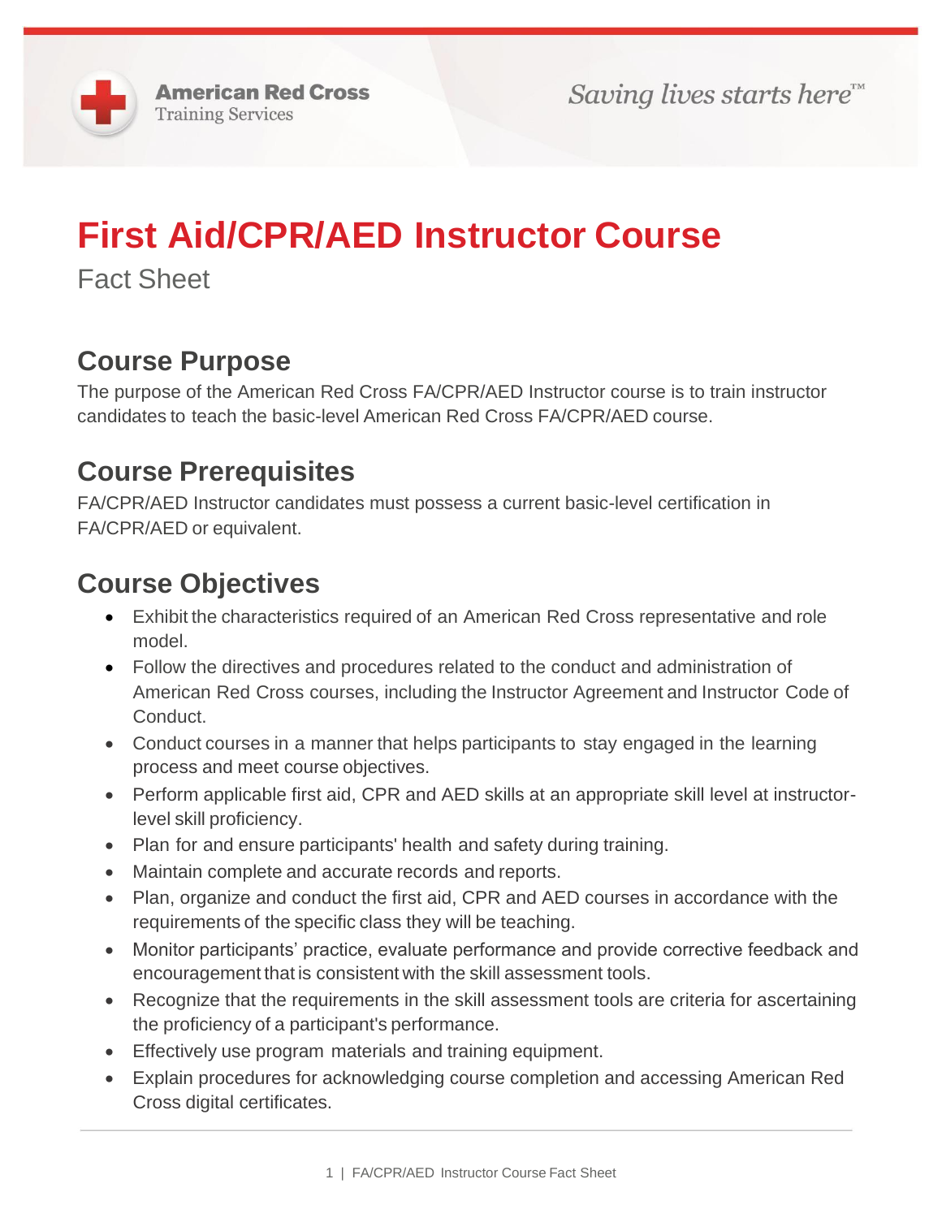American Red Cross
Training Services

*Saving lives starts here™*

# First Aid/CPR/AED Instructor Course

Fact Sheet

## Course Purpose

The purpose of the American Red Cross FA/CPR/AED Instructor course is to train instructor candidates to teach the basic-level American Red Cross FA/CPR/AED course.

## Course Prerequisites

FA/CPR/AED Instructor candidates must possess a current basic-level certification in FA/CPR/AED or equivalent.

## Course Objectives

- Exhibit the characteristics required of an American Red Cross representative and role model.
- Follow the directives and procedures related to the conduct and administration of American Red Cross courses, including the Instructor Agreement and Instructor Code of Conduct.
- Conduct courses in a manner that helps participants to stay engaged in the learning process and meet course objectives.
- Perform applicable first aid, CPR and AED skills at an appropriate skill level at instructor-level skill proficiency.
- Plan for and ensure participants' health and safety during training.
- Maintain complete and accurate records and reports.
- Plan, organize and conduct the first aid, CPR and AED courses in accordance with the requirements of the specific class they will be teaching.
- Monitor participants' practice, evaluate performance and provide corrective feedback and encouragement that is consistent with the skill assessment tools.
- Recognize that the requirements in the skill assessment tools are criteria for ascertaining the proficiency of a participant's performance.
- Effectively use program materials and training equipment.
- Explain procedures for acknowledging course completion and accessing American Red Cross digital certificates.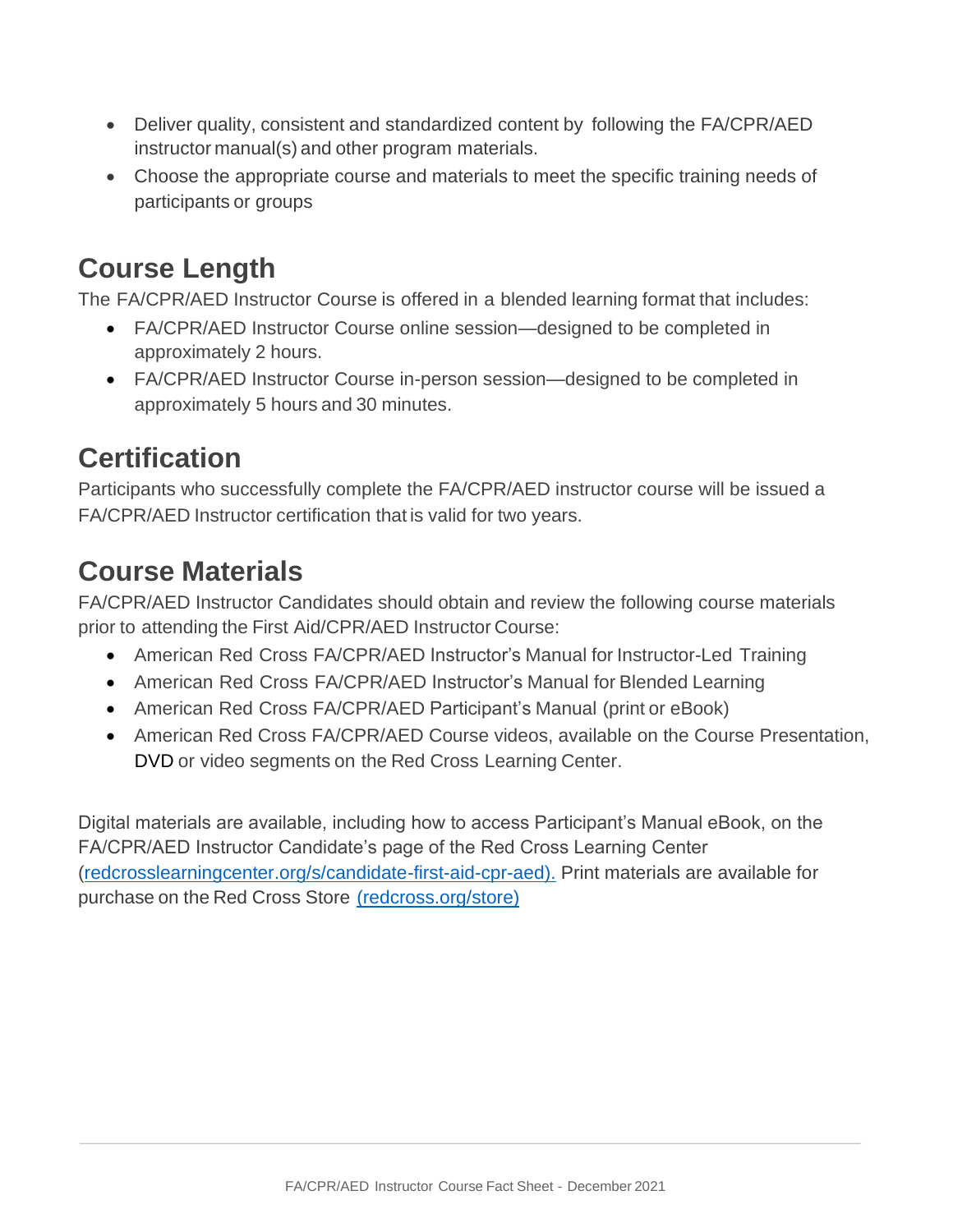- Deliver quality, consistent and standardized content by following the FA/CPR/AED instructor manual(s) and other program materials.
- Choose the appropriate course and materials to meet the specific training needs of participants or groups

## Course Length

The FA/CPR/AED Instructor Course is offered in a blended learning format that includes:

- FA/CPR/AED Instructor Course online session—designed to be completed in approximately 2 hours.
- FA/CPR/AED Instructor Course in-person session—designed to be completed in approximately 5 hours and 30 minutes.

## Certification

Participants who successfully complete the FA/CPR/AED instructor course will be issued a FA/CPR/AED Instructor certification that is valid for two years.

## Course Materials

FA/CPR/AED Instructor Candidates should obtain and review the following course materials prior to attending the First Aid/CPR/AED Instructor Course:

- American Red Cross FA/CPR/AED Instructor's Manual for Instructor-Led Training
- American Red Cross FA/CPR/AED Instructor's Manual for Blended Learning
- American Red Cross FA/CPR/AED Participant's Manual (print or eBook)
- American Red Cross FA/CPR/AED Course videos, available on the Course Presentation, DVD or video segments on the Red Cross Learning Center.

Digital materials are available, including how to access Participant's Manual eBook, on the FA/CPR/AED Instructor Candidate's page of the Red Cross Learning Center (redcrosslearningcenter.org/s/candidate-first-aid-cpr-aed). Print materials are available for purchase on the Red Cross Store (redcross.org/store)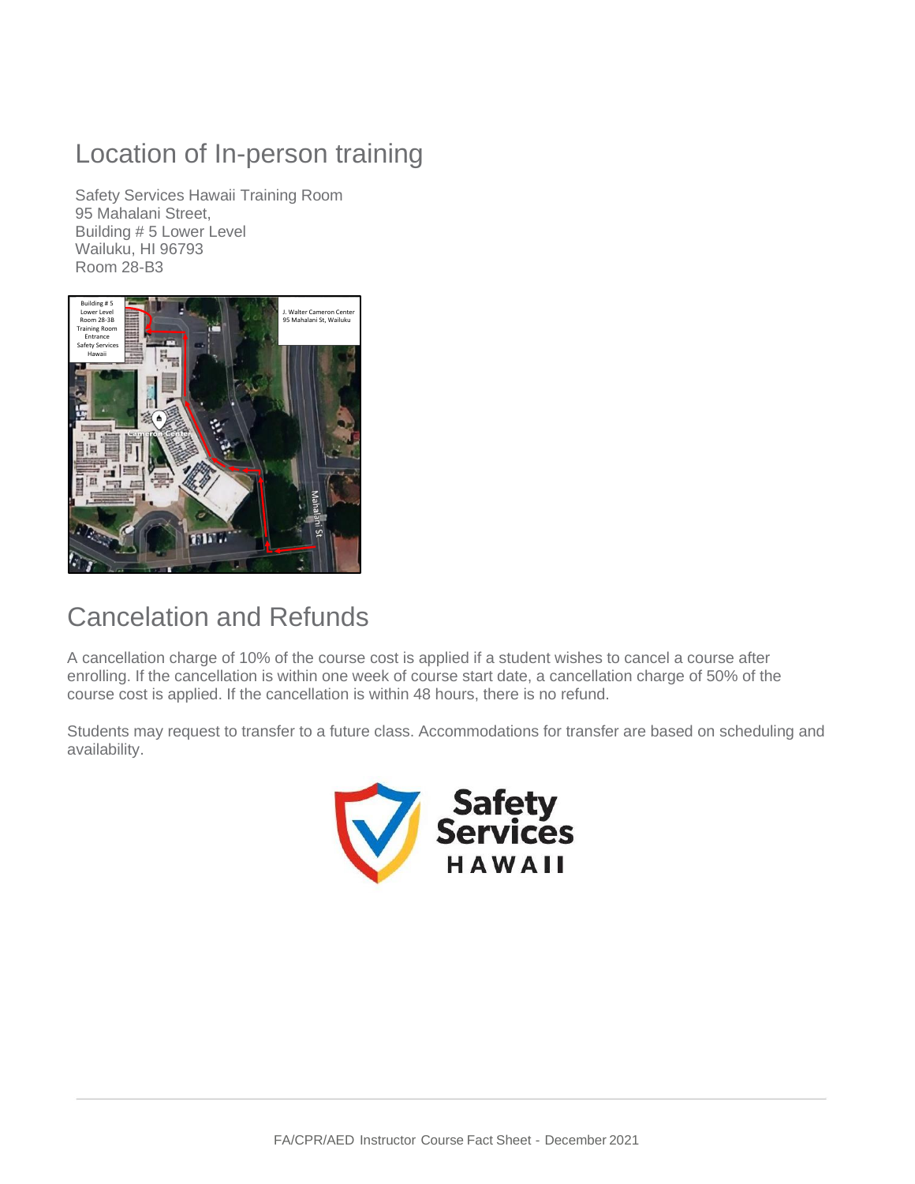## Location of In-person training

Safety Services Hawaii Training Room
95 Mahalani Street,
Building # 5 Lower Level
Wailuku, HI 96793
Room 28-B3

## Cancelation and Refunds

A cancellation charge of 10% of the course cost is applied if a student wishes to cancel a course after enrolling. If the cancellation is within one week of course start date, a cancellation charge of 50% of the course cost is applied. If the cancellation is within 48 hours, there is no refund.

Students may request to transfer to a future class. Accommodations for transfer are based on scheduling and availability.